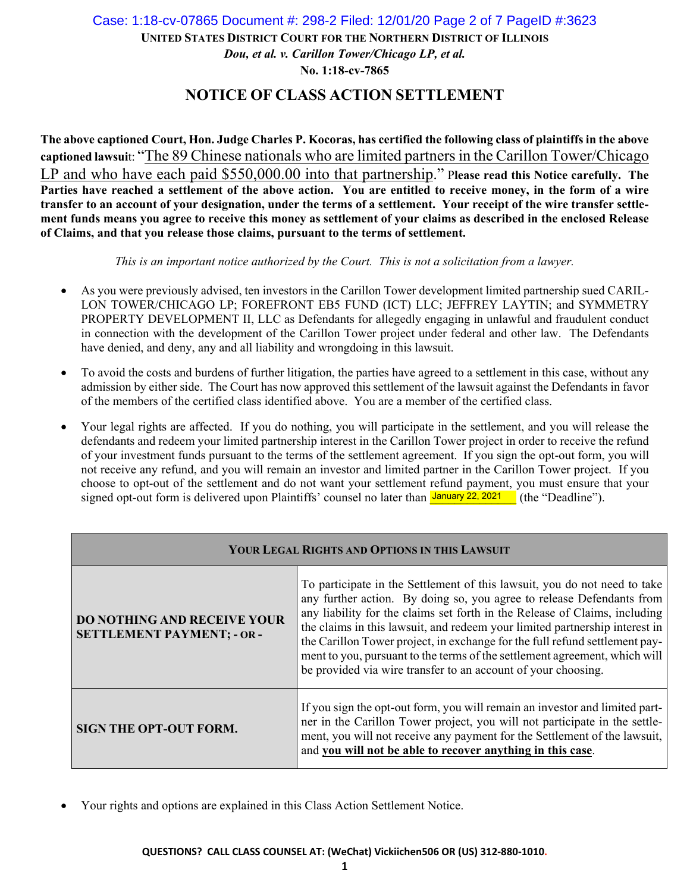UNITED STATES DISTRICT COURT FOR THE NORTHERN DISTRICT OF ILLINOIS

*Dou, et al. v. Carillon Tower/Chicago LP, et al.*

**No. 1:18-cv-7865**

# NOTICE OF CLASS ACTION SETTLEMENT

**The above captioned Court, Hon. Judge Charles P. Kocoras, has certified the following class of plaintiffs in the above captioned lawsuit:** "The 89 Chinese nationals who are limited partners in the Carillon Tower/Chicago LP and who have each paid $550,000.00 into that partnership." **Please read this Notice carefully. The Parties have reached a settlement of the above action. You are entitled to receive money, in the form of a wire transfer to an account of your designation, under the terms of a settlement. Your receipt of the wire transfer settlement funds means you agree to receive this money as settlement of your claims as described in the enclosed Release of Claims, and that you release those claims, pursuant to the terms of settlement.**

*This is an important notice authorized by the Court. This is not a solicitation from a lawyer.*

- As you were previously advised, ten investors in the Carillon Tower development limited partnership sued CARILLON TOWER/CHICAGO LP; FOREFRONT EB5 FUND (ICT) LLC; JEFFREY LAYTIN; and SYMMETRY PROPERTY DEVELOPMENT II, LLC as Defendants for allegedly engaging in unlawful and fraudulent conduct in connection with the development of the Carillon Tower project under federal and other law. The Defendants have denied, and deny, any and all liability and wrongdoing in this lawsuit.
- To avoid the costs and burdens of further litigation, the parties have agreed to a settlement in this case, without any admission by either side. The Court has now approved this settlement of the lawsuit against the Defendants in favor of the members of the certified class identified above. You are a member of the certified class.
- Your legal rights are affected. If you do nothing, you will participate in the settlement, and you will release the defendants and redeem your limited partnership interest in the Carillon Tower project in order to receive the refund of your investment funds pursuant to the terms of the settlement agreement. If you sign the opt-out form, you will not receive any refund, and you will remain an investor and limited partner in the Carillon Tower project. If you choose to opt-out of the settlement and do not want your settlement refund payment, you must ensure that your signed opt-out form is delivered upon Plaintiffs' counsel no later than January 22, 2021 (the "Deadline").

| YOUR LEGAL RIGHTS AND OPTIONS IN THIS LAWSUIT | |
|---|---|
| **DO NOTHING AND RECEIVE YOUR SETTLEMENT PAYMENT; - OR -** | To participate in the Settlement of this lawsuit, you do not need to take any further action. By doing so, you agree to release Defendants from any liability for the claims set forth in the Release of Claims, including the claims in this lawsuit, and redeem your limited partnership interest in the Carillon Tower project, in exchange for the full refund settlement payment to you, pursuant to the terms of the settlement agreement, which will be provided via wire transfer to an account of your choosing. |
| **SIGN THE OPT-OUT FORM.** | If you sign the opt-out form, you will remain an investor and limited partner in the Carillon Tower project, you will not participate in the settlement, you will not receive any payment for the Settlement of the lawsuit, and **you will not be able to recover anything in this case**. |

- Your rights and options are explained in this Class Action Settlement Notice.

**QUESTIONS? CALL CLASS COUNSEL AT: (WeChat) Vickiichen506 OR (US) 312-880-1010.**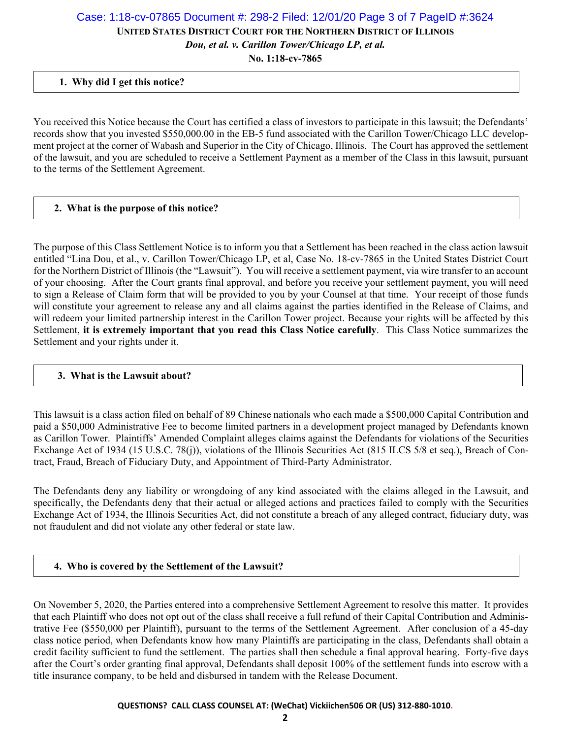**UNITED STATES DISTRICT COURT FOR THE NORTHERN DISTRICT OF ILLINOIS**

***Dou, et al. v. Carillon Tower/Chicago LP, et al.***

**No. 1:18-cv-7865**

## 1. Why did I get this notice?

You received this Notice because the Court has certified a class of investors to participate in this lawsuit; the Defendants' records show that you invested $550,000.00 in the EB-5 fund associated with the Carillon Tower/Chicago LLC development project at the corner of Wabash and Superior in the City of Chicago, Illinois. The Court has approved the settlement of the lawsuit, and you are scheduled to receive a Settlement Payment as a member of the Class in this lawsuit, pursuant to the terms of the Settlement Agreement.

## 2. What is the purpose of this notice?

The purpose of this Class Settlement Notice is to inform you that a Settlement has been reached in the class action lawsuit entitled "Lina Dou, et al., v. Carillon Tower/Chicago LP, et al, Case No. 18-cv-7865 in the United States District Court for the Northern District of Illinois (the "Lawsuit"). You will receive a settlement payment, via wire transfer to an account of your choosing. After the Court grants final approval, and before you receive your settlement payment, you will need to sign a Release of Claim form that will be provided to you by your Counsel at that time. Your receipt of those funds will constitute your agreement to release any and all claims against the parties identified in the Release of Claims, and will redeem your limited partnership interest in the Carillon Tower project. Because your rights will be affected by this Settlement, **it is extremely important that you read this Class Notice carefully**. This Class Notice summarizes the Settlement and your rights under it.

## 3. What is the Lawsuit about?

This lawsuit is a class action filed on behalf of 89 Chinese nationals who each made a $500,000 Capital Contribution and paid a $50,000 Administrative Fee to become limited partners in a development project managed by Defendants known as Carillon Tower. Plaintiffs' Amended Complaint alleges claims against the Defendants for violations of the Securities Exchange Act of 1934 (15 U.S.C. 78(j)), violations of the Illinois Securities Act (815 ILCS 5/8 et seq.), Breach of Contract, Fraud, Breach of Fiduciary Duty, and Appointment of Third-Party Administrator.

The Defendants deny any liability or wrongdoing of any kind associated with the claims alleged in the Lawsuit, and specifically, the Defendants deny that their actual or alleged actions and practices failed to comply with the Securities Exchange Act of 1934, the Illinois Securities Act, did not constitute a breach of any alleged contract, fiduciary duty, was not fraudulent and did not violate any other federal or state law.

## 4. Who is covered by the Settlement of the Lawsuit?

On November 5, 2020, the Parties entered into a comprehensive Settlement Agreement to resolve this matter. It provides that each Plaintiff who does not opt out of the class shall receive a full refund of their Capital Contribution and Administrative Fee ($550,000 per Plaintiff), pursuant to the terms of the Settlement Agreement. After conclusion of a 45-day class notice period, when Defendants know how many Plaintiffs are participating in the class, Defendants shall obtain a credit facility sufficient to fund the settlement. The parties shall then schedule a final approval hearing. Forty-five days after the Court's order granting final approval, Defendants shall deposit 100% of the settlement funds into escrow with a title insurance company, to be held and disbursed in tandem with the Release Document.

**QUESTIONS? CALL CLASS COUNSEL AT: (WeChat) Vickiichen506 OR (US) 312-880-1010.**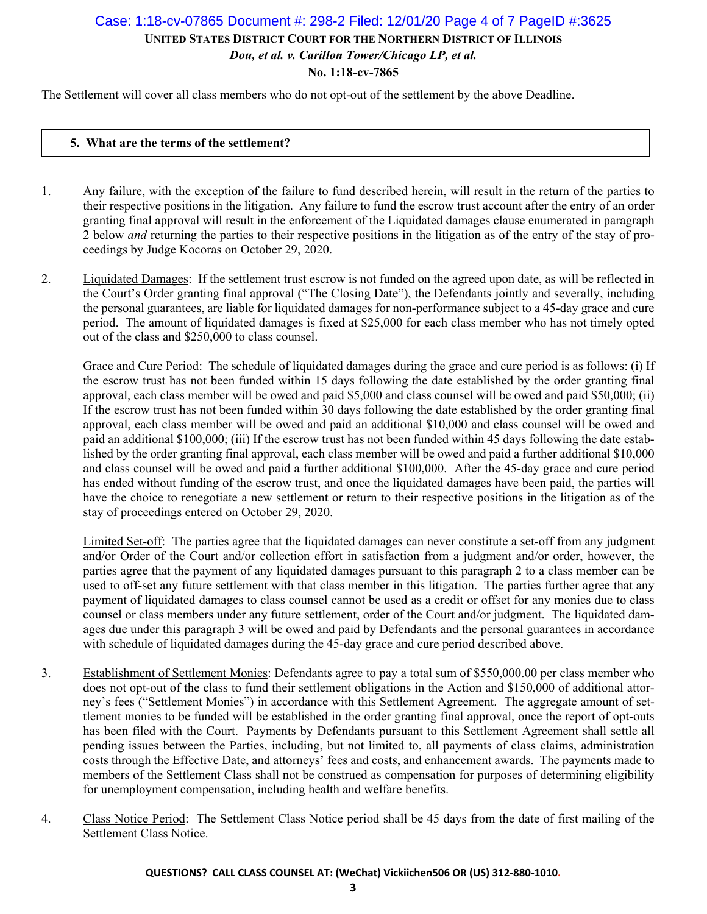The Settlement will cover all class members who do not opt-out of the settlement by the above Deadline.

### 5. What are the terms of the settlement?

1. Any failure, with the exception of the failure to fund described herein, will result in the return of the parties to their respective positions in the litigation. Any failure to fund the escrow trust account after the entry of an order granting final approval will result in the enforcement of the Liquidated damages clause enumerated in paragraph 2 below *and* returning the parties to their respective positions in the litigation as of the entry of the stay of proceedings by Judge Kocoras on October 29, 2020.

2. <u>Liquidated Damages</u>: If the settlement trust escrow is not funded on the agreed upon date, as will be reflected in the Court's Order granting final approval ("The Closing Date"), the Defendants jointly and severally, including the personal guarantees, are liable for liquidated damages for non-performance subject to a 45-day grace and cure period. The amount of liquidated damages is fixed at $25,000 for each class member who has not timely opted out of the class and $250,000 to class counsel.

   <u>Grace and Cure Period</u>: The schedule of liquidated damages during the grace and cure period is as follows: (i) If the escrow trust has not been funded within 15 days following the date established by the order granting final approval, each class member will be owed and paid $5,000 and class counsel will be owed and paid $50,000; (ii) If the escrow trust has not been funded within 30 days following the date established by the order granting final approval, each class member will be owed and paid an additional $10,000 and class counsel will be owed and paid an additional $100,000; (iii) If the escrow trust has not been funded within 45 days following the date established by the order granting final approval, each class member will be owed and paid a further additional $10,000 and class counsel will be owed and paid a further additional $100,000. After the 45-day grace and cure period has ended without funding of the escrow trust, and once the liquidated damages have been paid, the parties will have the choice to renegotiate a new settlement or return to their respective positions in the litigation as of the stay of proceedings entered on October 29, 2020.

   <u>Limited Set-off</u>: The parties agree that the liquidated damages can never constitute a set-off from any judgment and/or Order of the Court and/or collection effort in satisfaction from a judgment and/or order, however, the parties agree that the payment of any liquidated damages pursuant to this paragraph 2 to a class member can be used to off-set any future settlement with that class member in this litigation. The parties further agree that any payment of liquidated damages to class counsel cannot be used as a credit or offset for any monies due to class counsel or class members under any future settlement, order of the Court and/or judgment. The liquidated damages due under this paragraph 3 will be owed and paid by Defendants and the personal guarantees in accordance with schedule of liquidated damages during the 45-day grace and cure period described above.

3. <u>Establishment of Settlement Monies</u>: Defendants agree to pay a total sum of $550,000.00 per class member who does not opt-out of the class to fund their settlement obligations in the Action and $150,000 of additional attorney's fees ("Settlement Monies") in accordance with this Settlement Agreement. The aggregate amount of settlement monies to be funded will be established in the order granting final approval, once the report of opt-outs has been filed with the Court. Payments by Defendants pursuant to this Settlement Agreement shall settle all pending issues between the Parties, including, but not limited to, all payments of class claims, administration costs through the Effective Date, and attorneys' fees and costs, and enhancement awards. The payments made to members of the Settlement Class shall not be construed as compensation for purposes of determining eligibility for unemployment compensation, including health and welfare benefits.

4. <u>Class Notice Period</u>: The Settlement Class Notice period shall be 45 days from the date of first mailing of the Settlement Class Notice.

**QUESTIONS? CALL CLASS COUNSEL AT: (WeChat) Vickiichen506 OR (US) 312-880-1010.**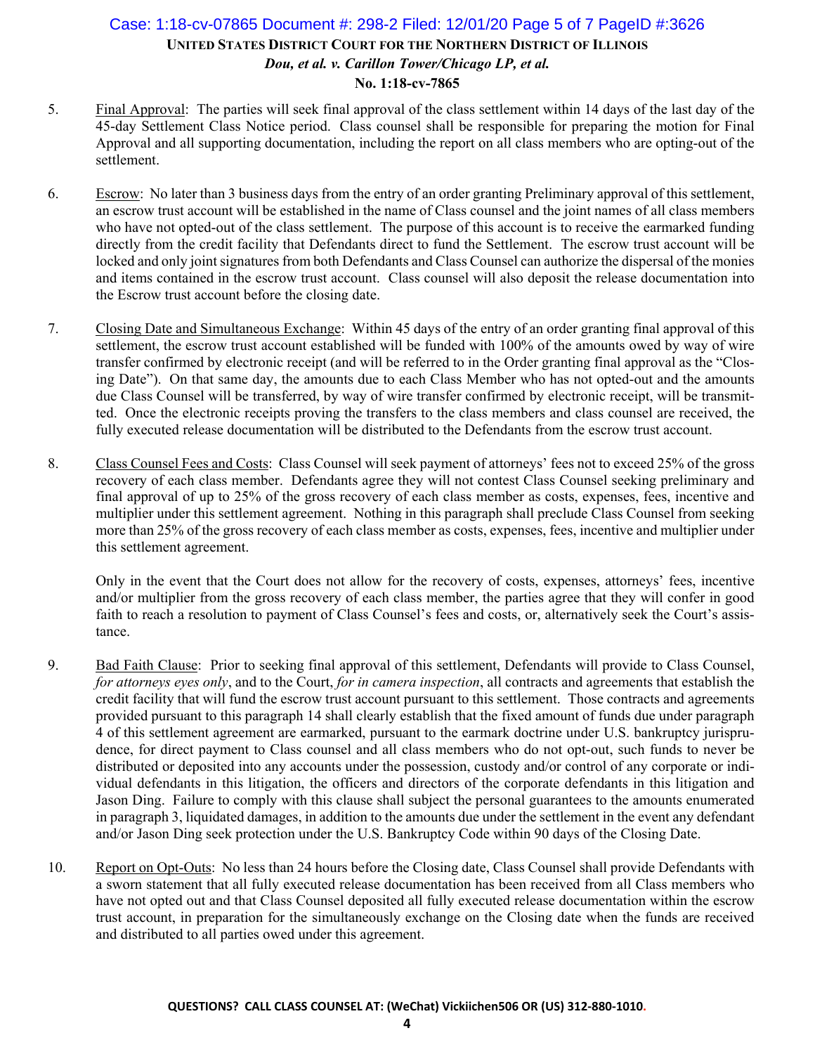5. Final Approval: The parties will seek final approval of the class settlement within 14 days of the last day of the 45-day Settlement Class Notice period. Class counsel shall be responsible for preparing the motion for Final Approval and all supporting documentation, including the report on all class members who are opting-out of the settlement.

6. Escrow: No later than 3 business days from the entry of an order granting Preliminary approval of this settlement, an escrow trust account will be established in the name of Class counsel and the joint names of all class members who have not opted-out of the class settlement. The purpose of this account is to receive the earmarked funding directly from the credit facility that Defendants direct to fund the Settlement. The escrow trust account will be locked and only joint signatures from both Defendants and Class Counsel can authorize the dispersal of the monies and items contained in the escrow trust account. Class counsel will also deposit the release documentation into the Escrow trust account before the closing date.

7. Closing Date and Simultaneous Exchange: Within 45 days of the entry of an order granting final approval of this settlement, the escrow trust account established will be funded with 100% of the amounts owed by way of wire transfer confirmed by electronic receipt (and will be referred to in the Order granting final approval as the "Closing Date"). On that same day, the amounts due to each Class Member who has not opted-out and the amounts due Class Counsel will be transferred, by way of wire transfer confirmed by electronic receipt, will be transmitted. Once the electronic receipts proving the transfers to the class members and class counsel are received, the fully executed release documentation will be distributed to the Defendants from the escrow trust account.

8. Class Counsel Fees and Costs: Class Counsel will seek payment of attorneys' fees not to exceed 25% of the gross recovery of each class member. Defendants agree they will not contest Class Counsel seeking preliminary and final approval of up to 25% of the gross recovery of each class member as costs, expenses, fees, incentive and multiplier under this settlement agreement. Nothing in this paragraph shall preclude Class Counsel from seeking more than 25% of the gross recovery of each class member as costs, expenses, fees, incentive and multiplier under this settlement agreement.

   Only in the event that the Court does not allow for the recovery of costs, expenses, attorneys' fees, incentive and/or multiplier from the gross recovery of each class member, the parties agree that they will confer in good faith to reach a resolution to payment of Class Counsel's fees and costs, or, alternatively seek the Court's assistance.

9. Bad Faith Clause: Prior to seeking final approval of this settlement, Defendants will provide to Class Counsel, *for attorneys eyes only*, and to the Court, *for in camera inspection*, all contracts and agreements that establish the credit facility that will fund the escrow trust account pursuant to this settlement. Those contracts and agreements provided pursuant to this paragraph 14 shall clearly establish that the fixed amount of funds due under paragraph 4 of this settlement agreement are earmarked, pursuant to the earmark doctrine under U.S. bankruptcy jurisprudence, for direct payment to Class counsel and all class members who do not opt-out, such funds to never be distributed or deposited into any accounts under the possession, custody and/or control of any corporate or individual defendants in this litigation, the officers and directors of the corporate defendants in this litigation and Jason Ding. Failure to comply with this clause shall subject the personal guarantees to the amounts enumerated in paragraph 3, liquidated damages, in addition to the amounts due under the settlement in the event any defendant and/or Jason Ding seek protection under the U.S. Bankruptcy Code within 90 days of the Closing Date.

10. Report on Opt-Outs: No less than 24 hours before the Closing date, Class Counsel shall provide Defendants with a sworn statement that all fully executed release documentation has been received from all Class members who have not opted out and that Class Counsel deposited all fully executed release documentation within the escrow trust account, in preparation for the simultaneously exchange on the Closing date when the funds are received and distributed to all parties owed under this agreement.

**QUESTIONS? CALL CLASS COUNSEL AT: (WeChat) Vickiichen506 OR (US) 312-880-1010.**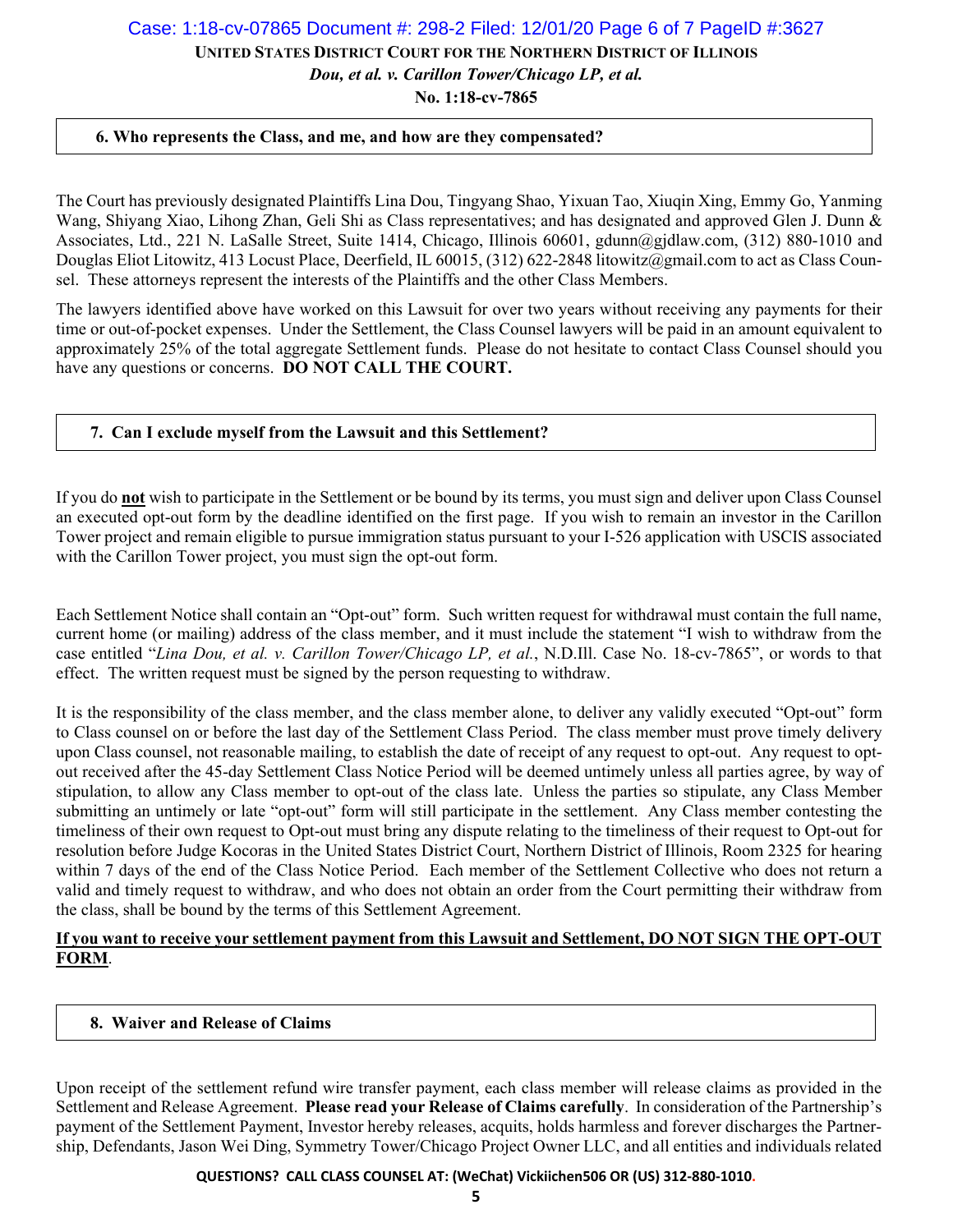### 6. Who represents the Class, and me, and how are they compensated?

The Court has previously designated Plaintiffs Lina Dou, Tingyang Shao, Yixuan Tao, Xiuqin Xing, Emmy Go, Yanming Wang, Shiyang Xiao, Lihong Zhan, Geli Shi as Class representatives; and has designated and approved Glen J. Dunn & Associates, Ltd., 221 N. LaSalle Street, Suite 1414, Chicago, Illinois 60601, gdunn@gjdlaw.com, (312) 880-1010 and Douglas Eliot Litowitz, 413 Locust Place, Deerfield, IL 60015, (312) 622-2848 litowitz@gmail.com to act as Class Counsel. These attorneys represent the interests of the Plaintiffs and the other Class Members.

The lawyers identified above have worked on this Lawsuit for over two years without receiving any payments for their time or out-of-pocket expenses. Under the Settlement, the Class Counsel lawyers will be paid in an amount equivalent to approximately 25% of the total aggregate Settlement funds. Please do not hesitate to contact Class Counsel should you have any questions or concerns. **DO NOT CALL THE COURT.**

### 7. Can I exclude myself from the Lawsuit and this Settlement?

If you do **not** wish to participate in the Settlement or be bound by its terms, you must sign and deliver upon Class Counsel an executed opt-out form by the deadline identified on the first page. If you wish to remain an investor in the Carillon Tower project and remain eligible to pursue immigration status pursuant to your I-526 application with USCIS associated with the Carillon Tower project, you must sign the opt-out form.

Each Settlement Notice shall contain an "Opt-out" form. Such written request for withdrawal must contain the full name, current home (or mailing) address of the class member, and it must include the statement "I wish to withdraw from the case entitled "*Lina Dou, et al. v. Carillon Tower/Chicago LP, et al.*, N.D.Ill. Case No. 18-cv-7865", or words to that effect. The written request must be signed by the person requesting to withdraw.

It is the responsibility of the class member, and the class member alone, to deliver any validly executed "Opt-out" form to Class counsel on or before the last day of the Settlement Class Period. The class member must prove timely delivery upon Class counsel, not reasonable mailing, to establish the date of receipt of any request to opt-out. Any request to opt-out received after the 45-day Settlement Class Notice Period will be deemed untimely unless all parties agree, by way of stipulation, to allow any Class member to opt-out of the class late. Unless the parties so stipulate, any Class Member submitting an untimely or late "opt-out" form will still participate in the settlement. Any Class member contesting the timeliness of their own request to Opt-out must bring any dispute relating to the timeliness of their request to Opt-out for resolution before Judge Kocoras in the United States District Court, Northern District of Illinois, Room 2325 for hearing within 7 days of the end of the Class Notice Period. Each member of the Settlement Collective who does not return a valid and timely request to withdraw, and who does not obtain an order from the Court permitting their withdraw from the class, shall be bound by the terms of this Settlement Agreement.

**<u>If you want to receive your settlement payment from this Lawsuit and Settlement, DO NOT SIGN THE OPT-OUT FORM</u>.**

### 8. Waiver and Release of Claims

Upon receipt of the settlement refund wire transfer payment, each class member will release claims as provided in the Settlement and Release Agreement. **Please read your Release of Claims carefully**. In consideration of the Partnership's payment of the Settlement Payment, Investor hereby releases, acquits, holds harmless and forever discharges the Partnership, Defendants, Jason Wei Ding, Symmetry Tower/Chicago Project Owner LLC, and all entities and individuals related

**QUESTIONS? CALL CLASS COUNSEL AT: (WeChat) Vickiichen506 OR (US) 312-880-1010.**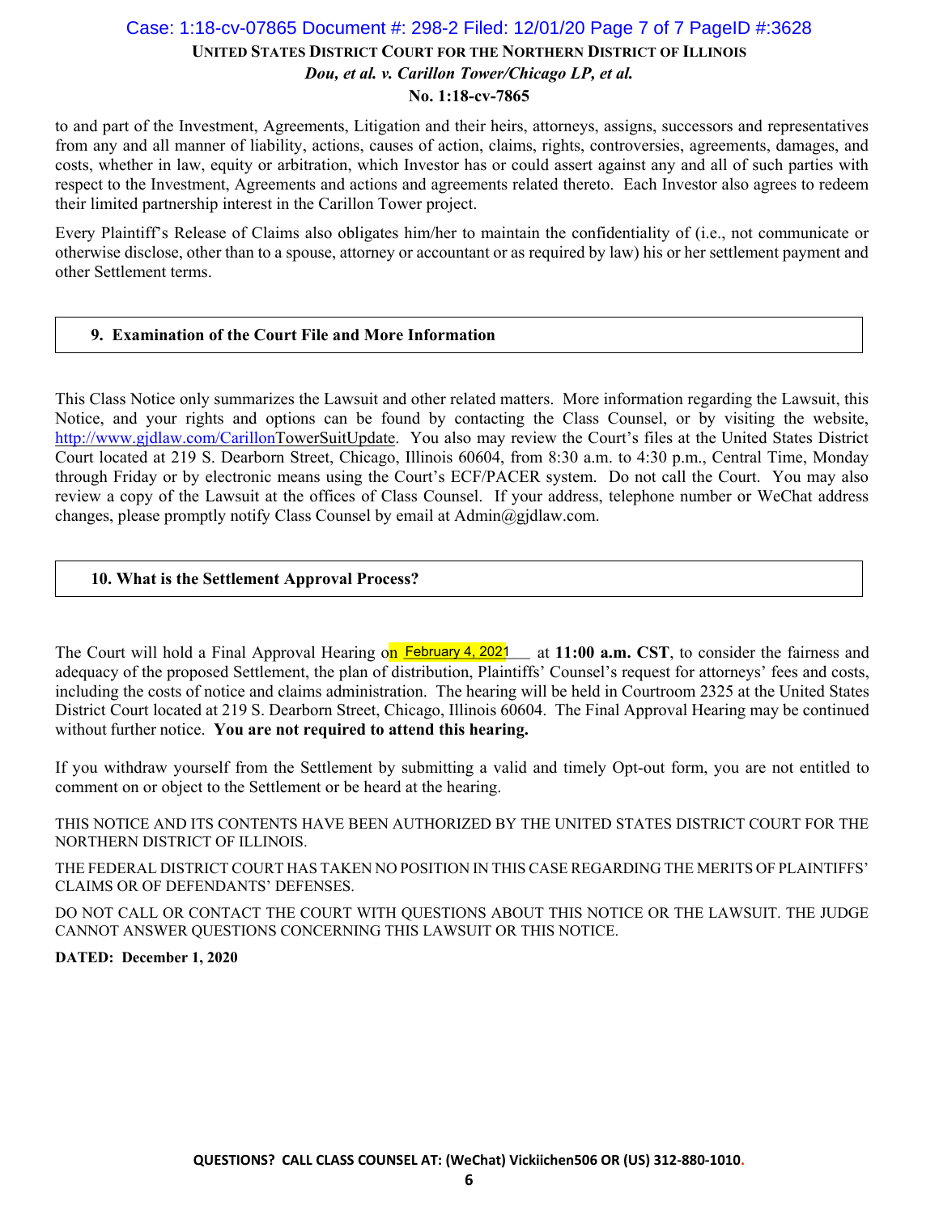to and part of the Investment, Agreements, Litigation and their heirs, attorneys, assigns, successors and representatives from any and all manner of liability, actions, causes of action, claims, rights, controversies, agreements, damages, and costs, whether in law, equity or arbitration, which Investor has or could assert against any and all of such parties with respect to the Investment, Agreements and actions and agreements related thereto. Each Investor also agrees to redeem their limited partnership interest in the Carillon Tower project.

Every Plaintiff's Release of Claims also obligates him/her to maintain the confidentiality of (i.e., not communicate or otherwise disclose, other than to a spouse, attorney or accountant or as required by law) his or her settlement payment and other Settlement terms.

## 9. Examination of the Court File and More Information

This Class Notice only summarizes the Lawsuit and other related matters. More information regarding the Lawsuit, this Notice, and your rights and options can be found by contacting the Class Counsel, or by visiting the website, http://www.gjdlaw.com/CarillonTowerSuitUpdate. You also may review the Court's files at the United States District Court located at 219 S. Dearborn Street, Chicago, Illinois 60604, from 8:30 a.m. to 4:30 p.m., Central Time, Monday through Friday or by electronic means using the Court's ECF/PACER system. Do not call the Court. You may also review a copy of the Lawsuit at the offices of Class Counsel. If your address, telephone number or WeChat address changes, please promptly notify Class Counsel by email at Admin@gjdlaw.com.

## 10. What is the Settlement Approval Process?

The Court will hold a Final Approval Hearing on February 4, 2021 at **11:00 a.m. CST**, to consider the fairness and adequacy of the proposed Settlement, the plan of distribution, Plaintiffs' Counsel's request for attorneys' fees and costs, including the costs of notice and claims administration. The hearing will be held in Courtroom 2325 at the United States District Court located at 219 S. Dearborn Street, Chicago, Illinois 60604. The Final Approval Hearing may be continued without further notice. **You are not required to attend this hearing.**

If you withdraw yourself from the Settlement by submitting a valid and timely Opt-out form, you are not entitled to comment on or object to the Settlement or be heard at the hearing.

THIS NOTICE AND ITS CONTENTS HAVE BEEN AUTHORIZED BY THE UNITED STATES DISTRICT COURT FOR THE NORTHERN DISTRICT OF ILLINOIS.

THE FEDERAL DISTRICT COURT HAS TAKEN NO POSITION IN THIS CASE REGARDING THE MERITS OF PLAINTIFFS' CLAIMS OR OF DEFENDANTS' DEFENSES.

DO NOT CALL OR CONTACT THE COURT WITH QUESTIONS ABOUT THIS NOTICE OR THE LAWSUIT. THE JUDGE CANNOT ANSWER QUESTIONS CONCERNING THIS LAWSUIT OR THIS NOTICE.

**DATED: December 1, 2020**

**QUESTIONS? CALL CLASS COUNSEL AT: (WeChat) Vickiichen506 OR (US) 312-880-1010.**